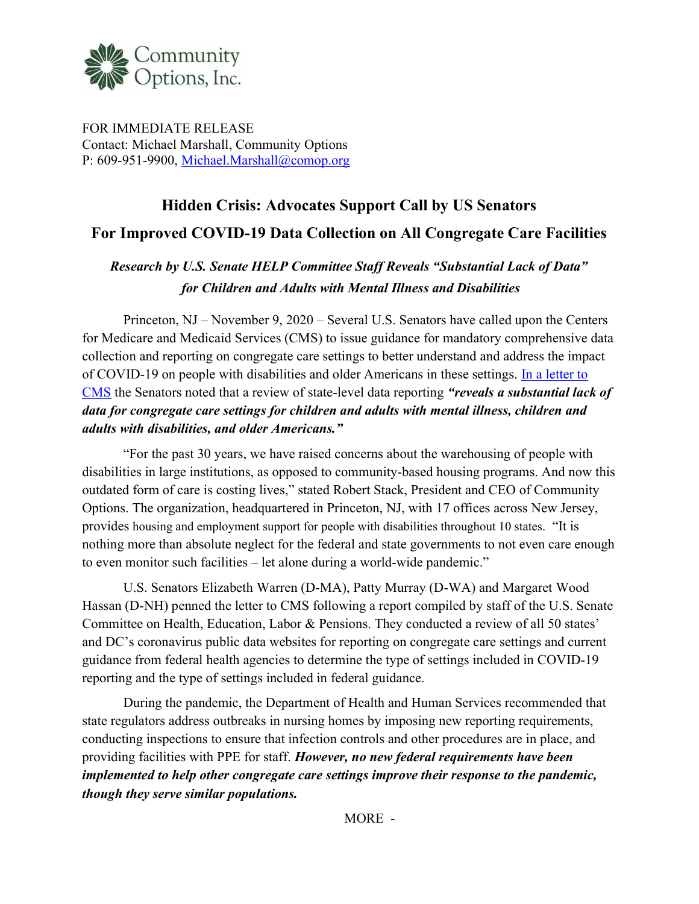Community Options, Inc.

FOR IMMEDIATE RELEASE
Contact: Michael Marshall, Community Options
P: 609-951-9900, [Michael.Marshall@comop.org](mailto:Michael.Marshall@comop.org)

# Hidden Crisis: Advocates Support Call by US Senators For Improved COVID-19 Data Collection on All Congregate Care Facilities

***Research by U.S. Senate HELP Committee Staff Reveals "Substantial Lack of Data" for Children and Adults with Mental Illness and Disabilities***

Princeton, NJ – November 9, 2020 – Several U.S. Senators have called upon the Centers for Medicare and Medicaid Services (CMS) to issue guidance for mandatory comprehensive data collection and reporting on congregate care settings to better understand and address the impact of COVID-19 on people with disabilities and older Americans in these settings. [In a letter to CMS](#) the Senators noted that a review of state-level data reporting ***"reveals a substantial lack of data for congregate care settings for children and adults with mental illness, children and adults with disabilities, and older Americans."***

"For the past 30 years, we have raised concerns about the warehousing of people with disabilities in large institutions, as opposed to community-based housing programs. And now this outdated form of care is costing lives," stated Robert Stack, President and CEO of Community Options. The organization, headquartered in Princeton, NJ, with 17 offices across New Jersey, provides housing and employment support for people with disabilities throughout 10 states. "It is nothing more than absolute neglect for the federal and state governments to not even care enough to even monitor such facilities – let alone during a world-wide pandemic."

U.S. Senators Elizabeth Warren (D-MA), Patty Murray (D-WA) and Margaret Wood Hassan (D-NH) penned the letter to CMS following a report compiled by staff of the U.S. Senate Committee on Health, Education, Labor & Pensions. They conducted a review of all 50 states' and DC's coronavirus public data websites for reporting on congregate care settings and current guidance from federal health agencies to determine the type of settings included in COVID-19 reporting and the type of settings included in federal guidance.

During the pandemic, the Department of Health and Human Services recommended that state regulators address outbreaks in nursing homes by imposing new reporting requirements, conducting inspections to ensure that infection controls and other procedures are in place, and providing facilities with PPE for staff. ***However, no new federal requirements have been implemented to help other congregate care settings improve their response to the pandemic, though they serve similar populations.***

MORE -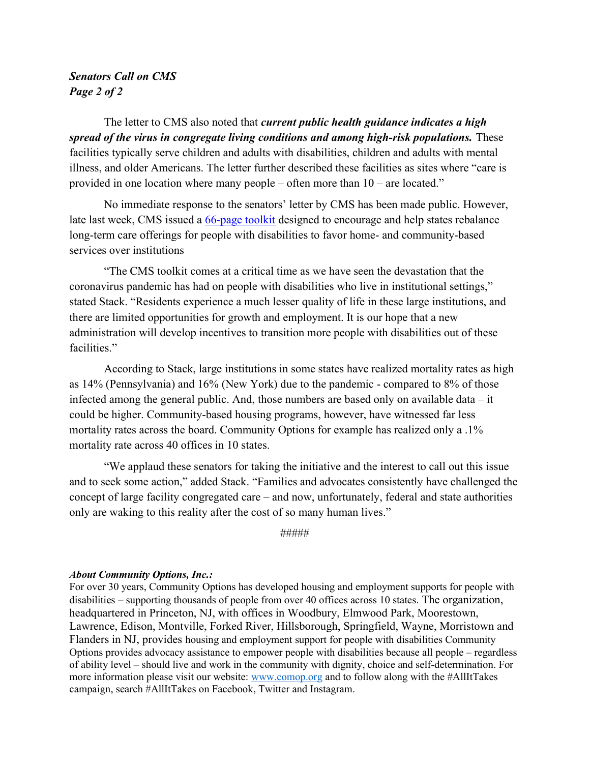The letter to CMS also noted that ***current public health guidance indicates a high spread of the virus in congregate living conditions and among high-risk populations.*** These facilities typically serve children and adults with disabilities, children and adults with mental illness, and older Americans. The letter further described these facilities as sites where "care is provided in one location where many people – often more than 10 – are located."

No immediate response to the senators' letter by CMS has been made public. However, late last week, CMS issued a [66-page toolkit]() designed to encourage and help states rebalance long-term care offerings for people with disabilities to favor home- and community-based services over institutions

"The CMS toolkit comes at a critical time as we have seen the devastation that the coronavirus pandemic has had on people with disabilities who live in institutional settings," stated Stack. "Residents experience a much lesser quality of life in these large institutions, and there are limited opportunities for growth and employment. It is our hope that a new administration will develop incentives to transition more people with disabilities out of these facilities."

According to Stack, large institutions in some states have realized mortality rates as high as 14% (Pennsylvania) and 16% (New York) due to the pandemic - compared to 8% of those infected among the general public. And, those numbers are based only on available data – it could be higher. Community-based housing programs, however, have witnessed far less mortality rates across the board. Community Options for example has realized only a .1% mortality rate across 40 offices in 10 states.

"We applaud these senators for taking the initiative and the interest to call out this issue and to seek some action," added Stack. "Families and advocates consistently have challenged the concept of large facility congregated care – and now, unfortunately, federal and state authorities only are waking to this reality after the cost of so many human lives."

#####

***About Community Options, Inc.:***

For over 30 years, Community Options has developed housing and employment supports for people with disabilities – supporting thousands of people from over 40 offices across 10 states. The organization, headquartered in Princeton, NJ, with offices in Woodbury, Elmwood Park, Moorestown, Lawrence, Edison, Montville, Forked River, Hillsborough, Springfield, Wayne, Morristown and Flanders in NJ, provides housing and employment support for people with disabilities Community Options provides advocacy assistance to empower people with disabilities because all people – regardless of ability level – should live and work in the community with dignity, choice and self-determination. For more information please visit our website: [www.comop.org](www.comop.org) and to follow along with the #AllItTakes campaign, search #AllItTakes on Facebook, Twitter and Instagram.